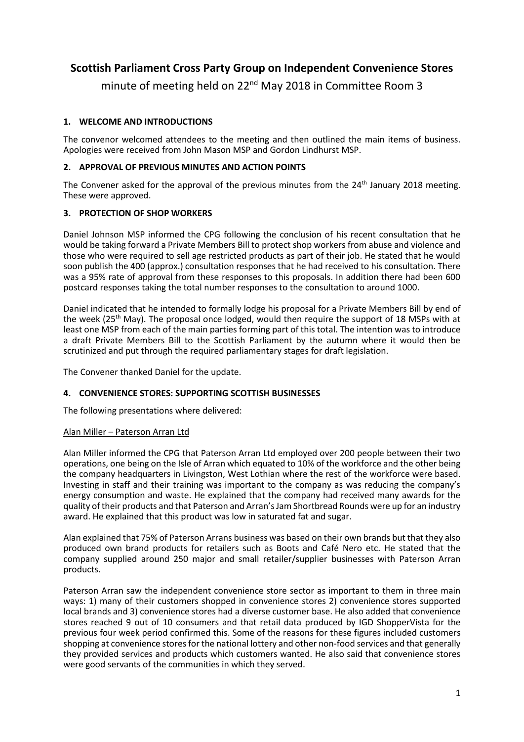# Scottish Parliament Cross Party Group on Independent Convenience Stores

minute of meeting held on 22nd May 2018 in Committee Room 3

## 1. WELCOME AND INTRODUCTIONS

The convenor welcomed attendees to the meeting and then outlined the main items of business. Apologies were received from John Mason MSP and Gordon Lindhurst MSP.

## 2. APPROVAL OF PREVIOUS MINUTES AND ACTION POINTS

The Convener asked for the approval of the previous minutes from the 24th January 2018 meeting. These were approved.

## 3. PROTECTION OF SHOP WORKERS

Daniel Johnson MSP informed the CPG following the conclusion of his recent consultation that he would be taking forward a Private Members Bill to protect shop workers from abuse and violence and those who were required to sell age restricted products as part of their job. He stated that he would soon publish the 400 (approx.) consultation responses that he had received to his consultation. There was a 95% rate of approval from these responses to this proposals. In addition there had been 600 postcard responses taking the total number responses to the consultation to around 1000.

Daniel indicated that he intended to formally lodge his proposal for a Private Members Bill by end of the week (25th May). The proposal once lodged, would then require the support of 18 MSPs with at least one MSP from each of the main parties forming part of this total. The intention was to introduce a draft Private Members Bill to the Scottish Parliament by the autumn where it would then be scrutinized and put through the required parliamentary stages for draft legislation.

The Convener thanked Daniel for the update.

## 4. CONVENIENCE STORES: SUPPORTING SCOTTISH BUSINESSES

The following presentations where delivered:

Alan Miller – Paterson Arran Ltd

Alan Miller informed the CPG that Paterson Arran Ltd employed over 200 people between their two operations, one being on the Isle of Arran which equated to 10% of the workforce and the other being the company headquarters in Livingston, West Lothian where the rest of the workforce were based. Investing in staff and their training was important to the company as was reducing the company's energy consumption and waste. He explained that the company had received many awards for the quality of their products and that Paterson and Arran's Jam Shortbread Rounds were up for an industry award. He explained that this product was low in saturated fat and sugar.

Alan explained that 75% of Paterson Arrans business was based on their own brands but that they also produced own brand products for retailers such as Boots and Café Nero etc. He stated that the company supplied around 250 major and small retailer/supplier businesses with Paterson Arran products.

Paterson Arran saw the independent convenience store sector as important to them in three main ways: 1) many of their customers shopped in convenience stores 2) convenience stores supported local brands and 3) convenience stores had a diverse customer base. He also added that convenience stores reached 9 out of 10 consumers and that retail data produced by IGD ShopperVista for the previous four week period confirmed this. Some of the reasons for these figures included customers shopping at convenience stores for the national lottery and other non-food services and that generally they provided services and products which customers wanted. He also said that convenience stores were good servants of the communities in which they served.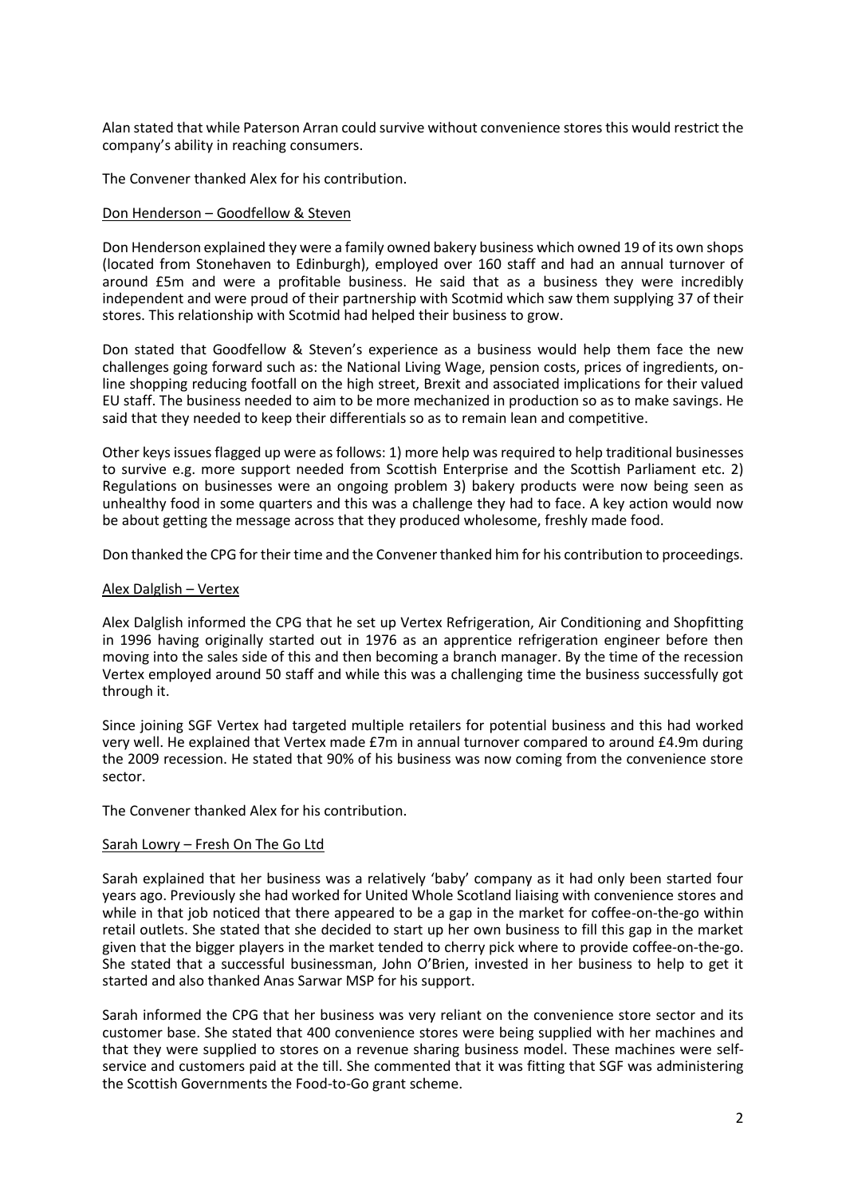Alan stated that while Paterson Arran could survive without convenience stores this would restrict the company's ability in reaching consumers.

The Convener thanked Alex for his contribution.

Don Henderson – Goodfellow & Steven

Don Henderson explained they were a family owned bakery business which owned 19 of its own shops (located from Stonehaven to Edinburgh), employed over 160 staff and had an annual turnover of around £5m and were a profitable business. He said that as a business they were incredibly independent and were proud of their partnership with Scotmid which saw them supplying 37 of their stores. This relationship with Scotmid had helped their business to grow.

Don stated that Goodfellow & Steven's experience as a business would help them face the new challenges going forward such as: the National Living Wage, pension costs, prices of ingredients, on-line shopping reducing footfall on the high street, Brexit and associated implications for their valued EU staff. The business needed to aim to be more mechanized in production so as to make savings. He said that they needed to keep their differentials so as to remain lean and competitive.

Other keys issues flagged up were as follows: 1) more help was required to help traditional businesses to survive e.g. more support needed from Scottish Enterprise and the Scottish Parliament etc. 2) Regulations on businesses were an ongoing problem 3) bakery products were now being seen as unhealthy food in some quarters and this was a challenge they had to face. A key action would now be about getting the message across that they produced wholesome, freshly made food.

Don thanked the CPG for their time and the Convener thanked him for his contribution to proceedings.

Alex Dalglish – Vertex

Alex Dalglish informed the CPG that he set up Vertex Refrigeration, Air Conditioning and Shopfitting in 1996 having originally started out in 1976 as an apprentice refrigeration engineer before then moving into the sales side of this and then becoming a branch manager. By the time of the recession Vertex employed around 50 staff and while this was a challenging time the business successfully got through it.

Since joining SGF Vertex had targeted multiple retailers for potential business and this had worked very well. He explained that Vertex made £7m in annual turnover compared to around £4.9m during the 2009 recession. He stated that 90% of his business was now coming from the convenience store sector.

The Convener thanked Alex for his contribution.

Sarah Lowry – Fresh On The Go Ltd

Sarah explained that her business was a relatively 'baby' company as it had only been started four years ago. Previously she had worked for United Whole Scotland liaising with convenience stores and while in that job noticed that there appeared to be a gap in the market for coffee-on-the-go within retail outlets. She stated that she decided to start up her own business to fill this gap in the market given that the bigger players in the market tended to cherry pick where to provide coffee-on-the-go. She stated that a successful businessman, John O'Brien, invested in her business to help to get it started and also thanked Anas Sarwar MSP for his support.

Sarah informed the CPG that her business was very reliant on the convenience store sector and its customer base. She stated that 400 convenience stores were being supplied with her machines and that they were supplied to stores on a revenue sharing business model. These machines were self-service and customers paid at the till. She commented that it was fitting that SGF was administering the Scottish Governments the Food-to-Go grant scheme.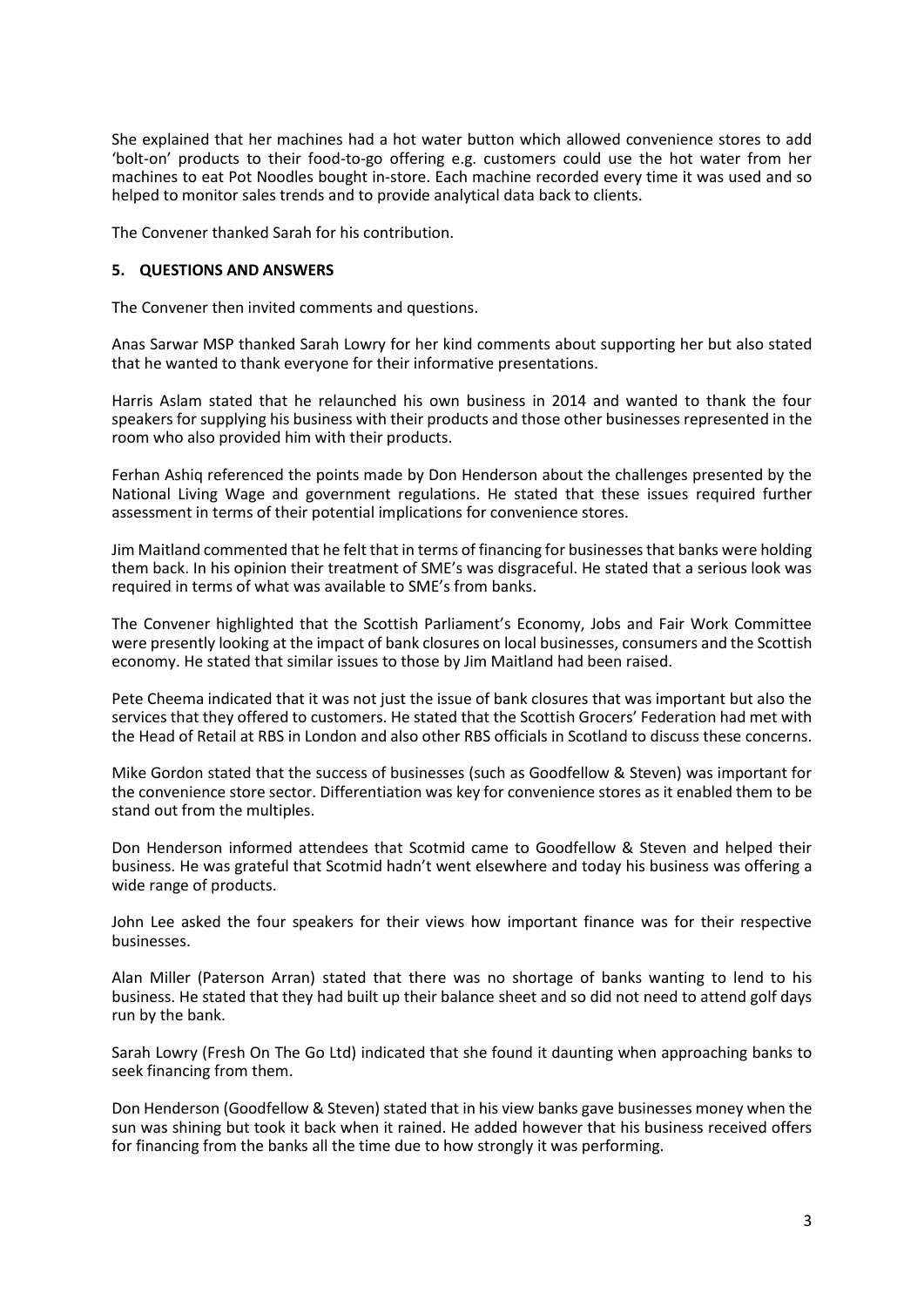She explained that her machines had a hot water button which allowed convenience stores to add 'bolt-on' products to their food-to-go offering e.g. customers could use the hot water from her machines to eat Pot Noodles bought in-store. Each machine recorded every time it was used and so helped to monitor sales trends and to provide analytical data back to clients.

The Convener thanked Sarah for his contribution.

## 5. QUESTIONS AND ANSWERS

The Convener then invited comments and questions.

Anas Sarwar MSP thanked Sarah Lowry for her kind comments about supporting her but also stated that he wanted to thank everyone for their informative presentations.

Harris Aslam stated that he relaunched his own business in 2014 and wanted to thank the four speakers for supplying his business with their products and those other businesses represented in the room who also provided him with their products.

Ferhan Ashiq referenced the points made by Don Henderson about the challenges presented by the National Living Wage and government regulations. He stated that these issues required further assessment in terms of their potential implications for convenience stores.

Jim Maitland commented that he felt that in terms of financing for businesses that banks were holding them back. In his opinion their treatment of SME's was disgraceful. He stated that a serious look was required in terms of what was available to SME's from banks.

The Convener highlighted that the Scottish Parliament's Economy, Jobs and Fair Work Committee were presently looking at the impact of bank closures on local businesses, consumers and the Scottish economy. He stated that similar issues to those by Jim Maitland had been raised.

Pete Cheema indicated that it was not just the issue of bank closures that was important but also the services that they offered to customers. He stated that the Scottish Grocers' Federation had met with the Head of Retail at RBS in London and also other RBS officials in Scotland to discuss these concerns.

Mike Gordon stated that the success of businesses (such as Goodfellow & Steven) was important for the convenience store sector. Differentiation was key for convenience stores as it enabled them to be stand out from the multiples.

Don Henderson informed attendees that Scotmid came to Goodfellow & Steven and helped their business. He was grateful that Scotmid hadn't went elsewhere and today his business was offering a wide range of products.

John Lee asked the four speakers for their views how important finance was for their respective businesses.

Alan Miller (Paterson Arran) stated that there was no shortage of banks wanting to lend to his business. He stated that they had built up their balance sheet and so did not need to attend golf days run by the bank.

Sarah Lowry (Fresh On The Go Ltd) indicated that she found it daunting when approaching banks to seek financing from them.

Don Henderson (Goodfellow & Steven) stated that in his view banks gave businesses money when the sun was shining but took it back when it rained. He added however that his business received offers for financing from the banks all the time due to how strongly it was performing.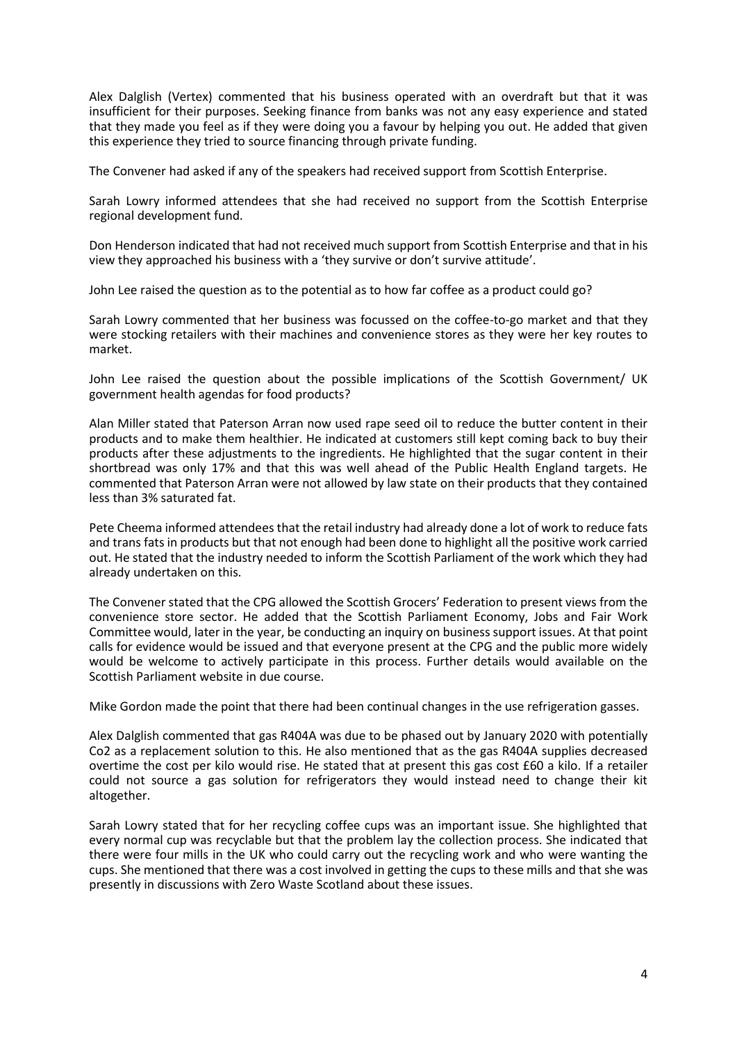Alex Dalglish (Vertex) commented that his business operated with an overdraft but that it was insufficient for their purposes. Seeking finance from banks was not any easy experience and stated that they made you feel as if they were doing you a favour by helping you out. He added that given this experience they tried to source financing through private funding.

The Convener had asked if any of the speakers had received support from Scottish Enterprise.

Sarah Lowry informed attendees that she had received no support from the Scottish Enterprise regional development fund.

Don Henderson indicated that had not received much support from Scottish Enterprise and that in his view they approached his business with a 'they survive or don't survive attitude'.

John Lee raised the question as to the potential as to how far coffee as a product could go?

Sarah Lowry commented that her business was focussed on the coffee-to-go market and that they were stocking retailers with their machines and convenience stores as they were her key routes to market.

John Lee raised the question about the possible implications of the Scottish Government/ UK government health agendas for food products?

Alan Miller stated that Paterson Arran now used rape seed oil to reduce the butter content in their products and to make them healthier. He indicated at customers still kept coming back to buy their products after these adjustments to the ingredients. He highlighted that the sugar content in their shortbread was only 17% and that this was well ahead of the Public Health England targets. He commented that Paterson Arran were not allowed by law state on their products that they contained less than 3% saturated fat.

Pete Cheema informed attendees that the retail industry had already done a lot of work to reduce fats and trans fats in products but that not enough had been done to highlight all the positive work carried out. He stated that the industry needed to inform the Scottish Parliament of the work which they had already undertaken on this.

The Convener stated that the CPG allowed the Scottish Grocers' Federation to present views from the convenience store sector. He added that the Scottish Parliament Economy, Jobs and Fair Work Committee would, later in the year, be conducting an inquiry on business support issues. At that point calls for evidence would be issued and that everyone present at the CPG and the public more widely would be welcome to actively participate in this process. Further details would available on the Scottish Parliament website in due course.

Mike Gordon made the point that there had been continual changes in the use refrigeration gasses.

Alex Dalglish commented that gas R404A was due to be phased out by January 2020 with potentially Co2 as a replacement solution to this. He also mentioned that as the gas R404A supplies decreased overtime the cost per kilo would rise. He stated that at present this gas cost £60 a kilo. If a retailer could not source a gas solution for refrigerators they would instead need to change their kit altogether.

Sarah Lowry stated that for her recycling coffee cups was an important issue. She highlighted that every normal cup was recyclable but that the problem lay the collection process. She indicated that there were four mills in the UK who could carry out the recycling work and who were wanting the cups. She mentioned that there was a cost involved in getting the cups to these mills and that she was presently in discussions with Zero Waste Scotland about these issues.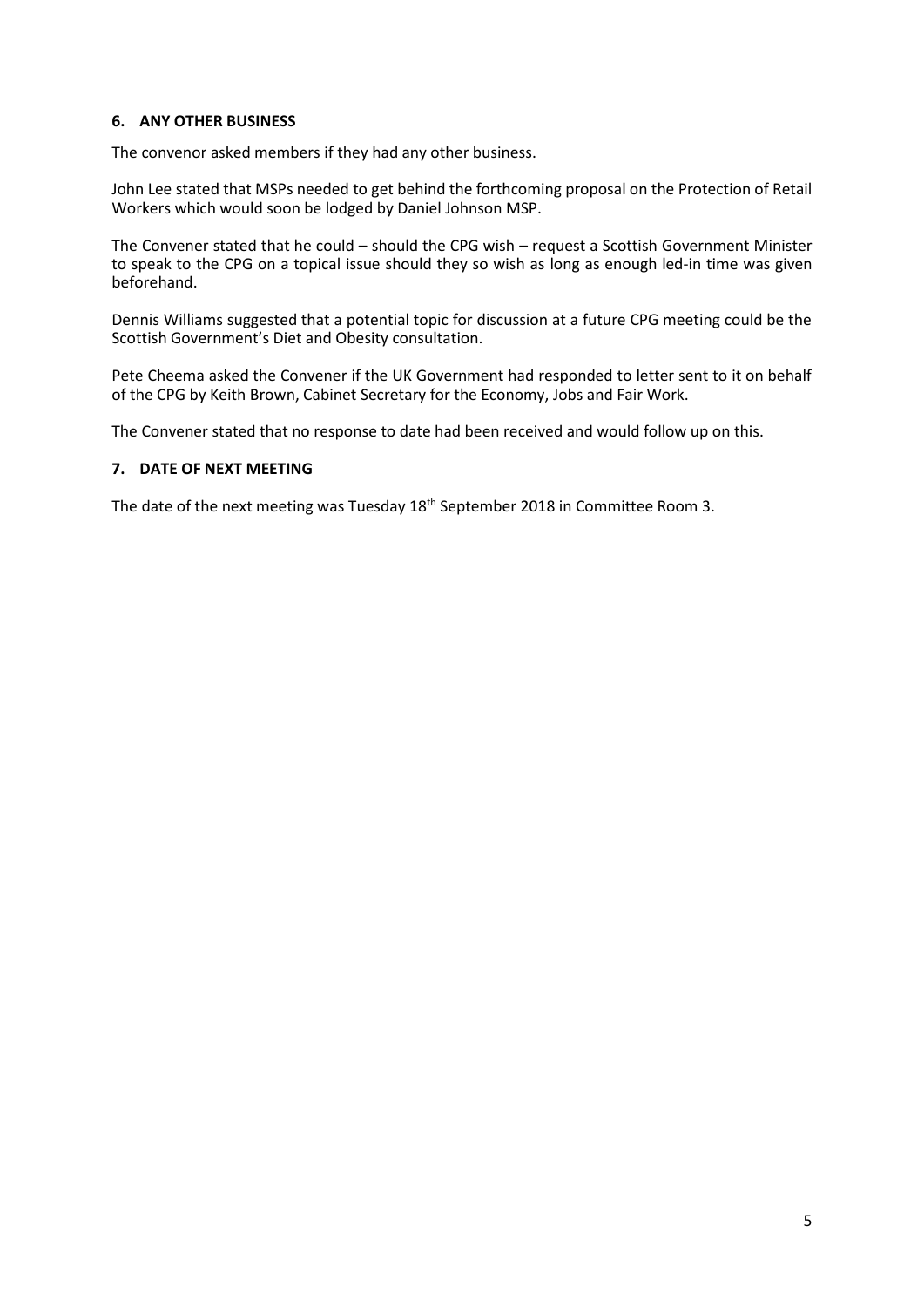## 6. ANY OTHER BUSINESS

The convenor asked members if they had any other business.

John Lee stated that MSPs needed to get behind the forthcoming proposal on the Protection of Retail Workers which would soon be lodged by Daniel Johnson MSP.

The Convener stated that he could – should the CPG wish – request a Scottish Government Minister to speak to the CPG on a topical issue should they so wish as long as enough led-in time was given beforehand.

Dennis Williams suggested that a potential topic for discussion at a future CPG meeting could be the Scottish Government's Diet and Obesity consultation.

Pete Cheema asked the Convener if the UK Government had responded to letter sent to it on behalf of the CPG by Keith Brown, Cabinet Secretary for the Economy, Jobs and Fair Work.

The Convener stated that no response to date had been received and would follow up on this.

## 7. DATE OF NEXT MEETING

The date of the next meeting was Tuesday 18th September 2018 in Committee Room 3.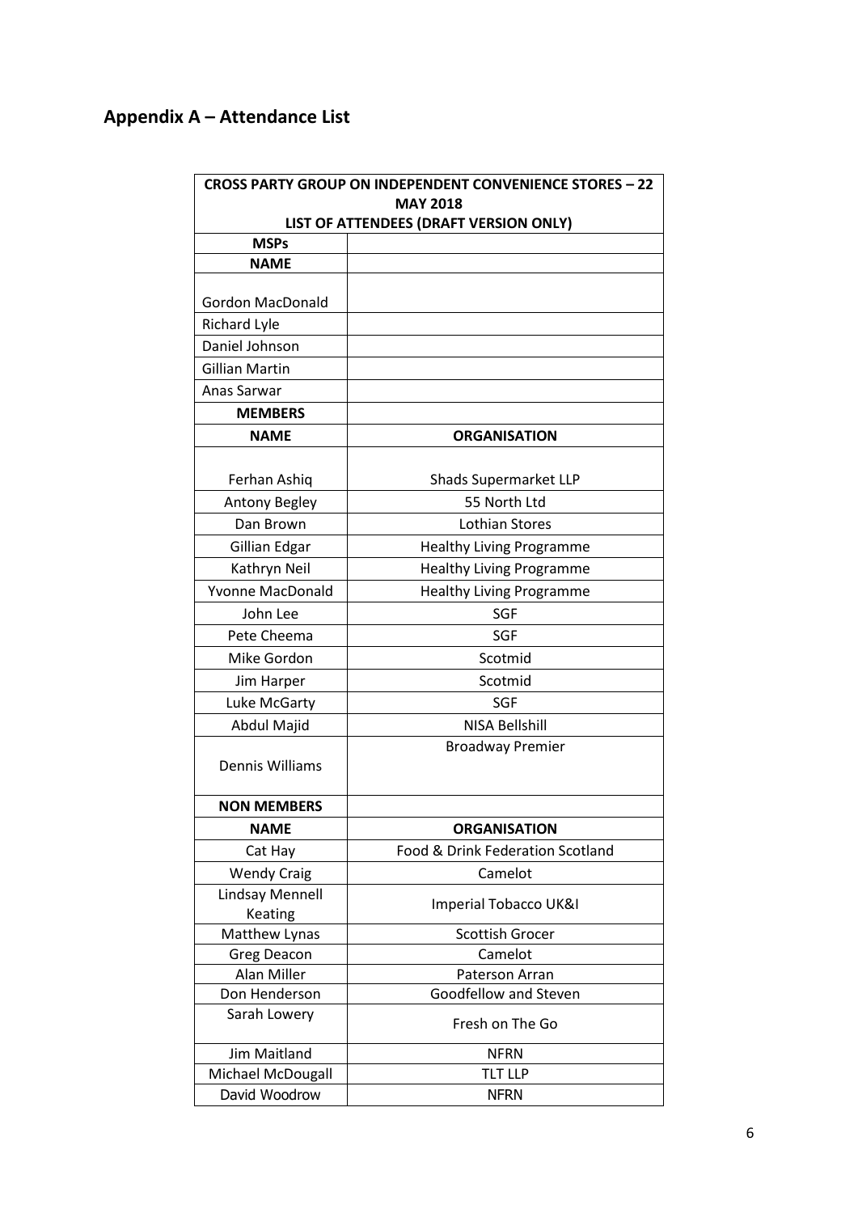## Appendix A – Attendance List

| CROSS PARTY GROUP ON INDEPENDENT CONVENIENCE STORES – 22 MAY 2018<br>LIST OF ATTENDEES (DRAFT VERSION ONLY) | |
|---|---|
| **MSPs** | |
| **NAME** | |
| Gordon MacDonald | |
| Richard Lyle | |
| Daniel Johnson | |
| Gillian Martin | |
| Anas Sarwar | |
| **MEMBERS** | |
| **NAME** | **ORGANISATION** |
| Ferhan Ashiq | Shads Supermarket LLP |
| Antony Begley | 55 North Ltd |
| Dan Brown | Lothian Stores |
| Gillian Edgar | Healthy Living Programme |
| Kathryn Neil | Healthy Living Programme |
| Yvonne MacDonald | Healthy Living Programme |
| John Lee | SGF |
| Pete Cheema | SGF |
| Mike Gordon | Scotmid |
| Jim Harper | Scotmid |
| Luke McGarty | SGF |
| Abdul Majid | NISA Bellshill |
| Dennis Williams | Broadway Premier |
| **NON MEMBERS** | |
| **NAME** | **ORGANISATION** |
| Cat Hay | Food & Drink Federation Scotland |
| Wendy Craig | Camelot |
| Lindsay Mennell Keating | Imperial Tobacco UK&I |
| Matthew Lynas | Scottish Grocer |
| Greg Deacon | Camelot |
| Alan Miller | Paterson Arran |
| Don Henderson | Goodfellow and Steven |
| Sarah Lowery | Fresh on The Go |
| Jim Maitland | NFRN |
| Michael McDougall | TLT LLP |
| David Woodrow | NFRN |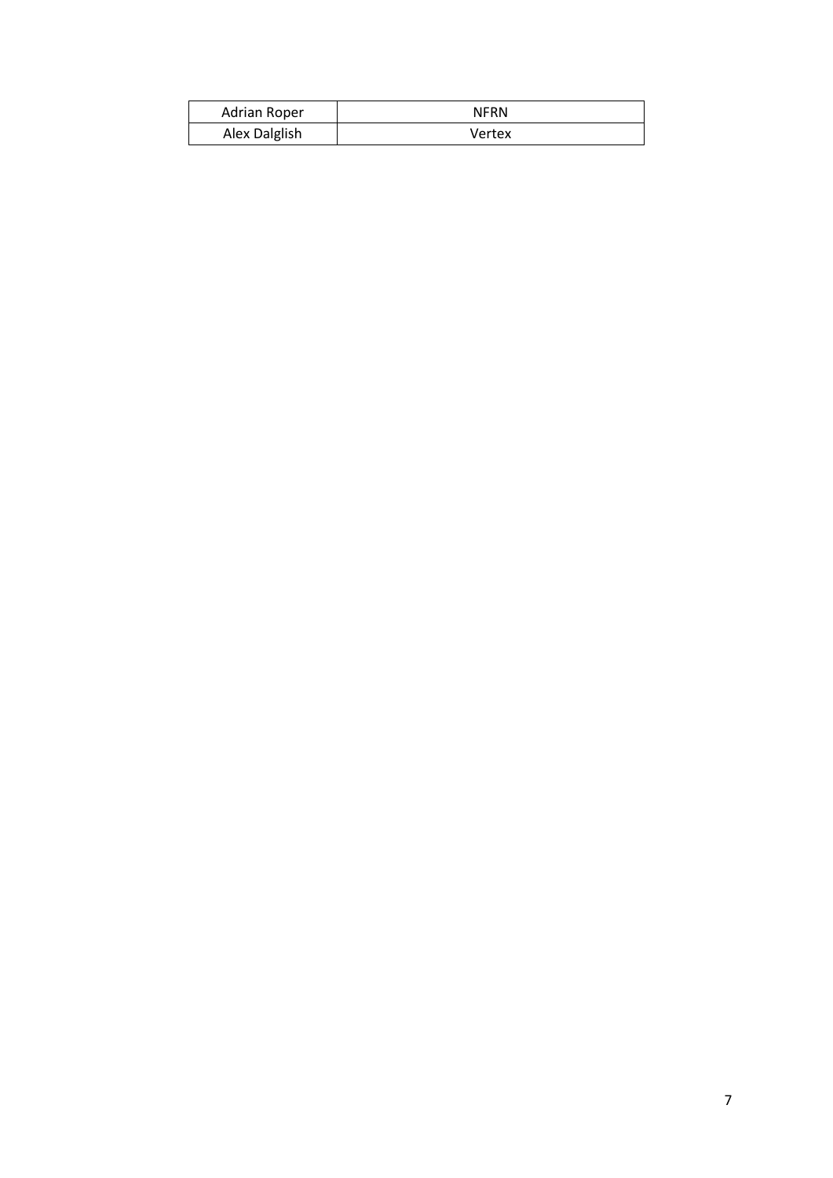| | |
|---|---|
| Adrian Roper | NFRN |
| Alex Dalglish | Vertex |